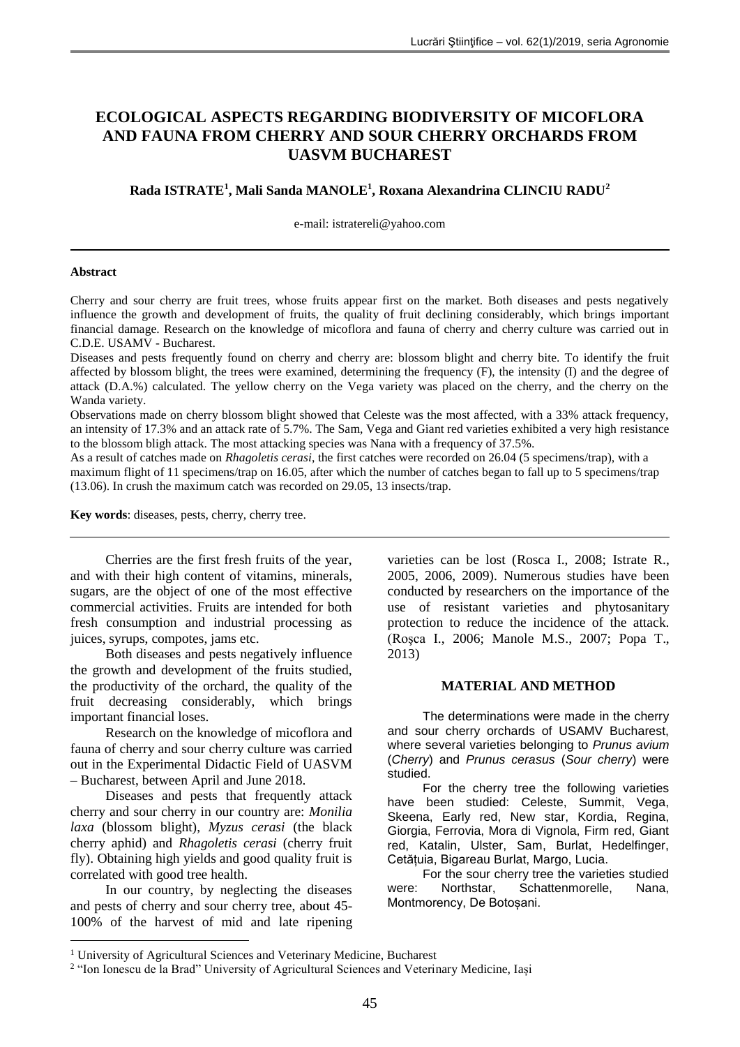# ECOLOGICAL ASPECTS REGARDING BIODIVERSITY OF MICOFLORA AND FAUNA FROM CHERRY AND SOUR CHERRY ORCHARDS FROM UASVM BUCHAREST

**Rada ISTRATE[1], Mali Sanda MANOLE[1], Roxana Alexandrina CLINCIU RADU[2]**

e-mail: istratereli@yahoo.com

---

**Abstract**

Cherry and sour cherry are fruit trees, whose fruits appear first on the market. Both diseases and pests negatively influence the growth and development of fruits, the quality of fruit declining considerably, which brings important financial damage. Research on the knowledge of micoflora and fauna of cherry and cherry culture was carried out in C.D.E. USAMV - Bucharest.

Diseases and pests frequently found on cherry and cherry are: blossom blight and cherry bite. To identify the fruit affected by blossom blight, the trees were examined, determining the frequency (F), the intensity (I) and the degree of attack (D.A.%) calculated. The yellow cherry on the Vega variety was placed on the cherry, and the cherry on the Wanda variety.

Observations made on cherry blossom blight showed that Celeste was the most affected, with a 33% attack frequency, an intensity of 17.3% and an attack rate of 5.7%. The Sam, Vega and Giant red varieties exhibited a very high resistance to the blossom bligh attack. The most attacking species was Nana with a frequency of 37.5%.

As a result of catches made on *Rhagoletis cerasi*, the first catches were recorded on 26.04 (5 specimens/trap), with a maximum flight of 11 specimens/trap on 16.05, after which the number of catches began to fall up to 5 specimens/trap (13.06). In crush the maximum catch was recorded on 29.05, 13 insects/trap.

**Key words**: diseases, pests, cherry, cherry tree.

---

Cherries are the first fresh fruits of the year, and with their high content of vitamins, minerals, sugars, are the object of one of the most effective commercial activities. Fruits are intended for both fresh consumption and industrial processing as juices, syrups, compotes, jams etc.

Both diseases and pests negatively influence the growth and development of the fruits studied, the productivity of the orchard, the quality of the fruit decreasing considerably, which brings important financial loses.

Research on the knowledge of micoflora and fauna of cherry and sour cherry culture was carried out in the Experimental Didactic Field of UASVM – Bucharest, between April and June 2018.

Diseases and pests that frequently attack cherry and sour cherry in our country are: *Monilia laxa* (blossom blight), *Myzus cerasi* (the black cherry aphid) and *Rhagoletis cerasi* (cherry fruit fly). Obtaining high yields and good quality fruit is correlated with good tree health.

In our country, by neglecting the diseases and pests of cherry and sour cherry tree, about 45-100% of the harvest of mid and late ripening varieties can be lost (Rosca I., 2008; Istrate R., 2005, 2006, 2009). Numerous studies have been conducted by researchers on the importance of the use of resistant varieties and phytosanitary protection to reduce the incidence of the attack. (Roşca I., 2006; Manole M.S., 2007; Popa T., 2013)

## MATERIAL AND METHOD

The determinations were made in the cherry and sour cherry orchards of USAMV Bucharest, where several varieties belonging to *Prunus avium* (*Cherry*) and *Prunus cerasus* (*Sour cherry*) were studied.

For the cherry tree the following varieties have been studied: Celeste, Summit, Vega, Skeena, Early red, New star, Kordia, Regina, Giorgia, Ferrovia, Mora di Vignola, Firm red, Giant red, Katalin, Ulster, Sam, Burlat, Hedelfinger, Cetățuia, Bigareau Burlat, Margo, Lucia.

For the sour cherry tree the varieties studied were: Northstar, Schattenmorelle, Nana, Montmorency, De Botoșani.

---

[1] University of Agricultural Sciences and Veterinary Medicine, Bucharest

[2] "Ion Ionescu de la Brad" University of Agricultural Sciences and Veterinary Medicine, Iași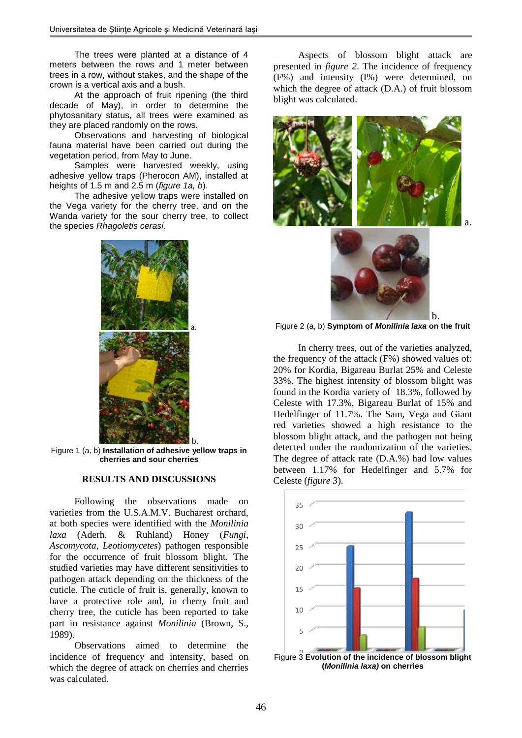The trees were planted at a distance of 4 meters between the rows and 1 meter between trees in a row, without stakes, and the shape of the crown is a vertical axis and a bush.

At the approach of fruit ripening (the third decade of May), in order to determine the phytosanitary status, all trees were examined as they are placed randomly on the rows.

Observations and harvesting of biological fauna material have been carried out during the vegetation period, from May to June.

Samples were harvested weekly, using adhesive yellow traps (Pherocon AM), installed at heights of 1.5 m and 2.5 m (*figure 1a, b*).

The adhesive yellow traps were installed on the Vega variety for the cherry tree, and on the Wanda variety for the sour cherry tree, to collect the species *Rhagoletis cerasi.*

Figure 1 (a, b) **Installation of adhesive yellow traps in cherries and sour cherries**

## RESULTS AND DISCUSSIONS

Following the observations made on varieties from the U.S.A.M.V. Bucharest orchard, at both species were identified with the *Monilinia laxa* (Aderh. & Ruhland) Honey (*Fungi*, *Ascomycota*, *Leotiomycetes*) pathogen responsible for the occurrence of fruit blossom blight. The studied varieties may have different sensitivities to pathogen attack depending on the thickness of the cuticle. The cuticle of fruit is, generally, known to have a protective role and, in cherry fruit and cherry tree, the cuticle has been reported to take part in resistance against *Monilinia* (Brown, S., 1989).

Observations aimed to determine the incidence of frequency and intensity, based on which the degree of attack on cherries and cherries was calculated.

Aspects of blossom blight attack are presented in *figure 2*. The incidence of frequency (F%) and intensity (I%) were determined, on which the degree of attack (D.A.) of fruit blossom blight was calculated.

Figure 2 (a, b) **Symptom of *Monilinia laxa* on the fruit**

In cherry trees, out of the varieties analyzed, the frequency of the attack (F%) showed values of: 20% for Kordia, Bigareau Burlat 25% and Celeste 33%. The highest intensity of blossom blight was found in the Kordia variety of 18.3%, followed by Celeste with 17.3%, Bigareau Burlat of 15% and Hedelfinger of 11.7%. The Sam, Vega and Giant red varieties showed a high resistance to the blossom blight attack, and the pathogen not being detected under the randomization of the varieties. The degree of attack rate (D.A.%) had low values between 1.17% for Hedelfinger and 5.7% for Celeste (*figure 3*).

Figure 3 **Evolution of the incidence of blossom blight (*Monilinia laxa)* on cherries**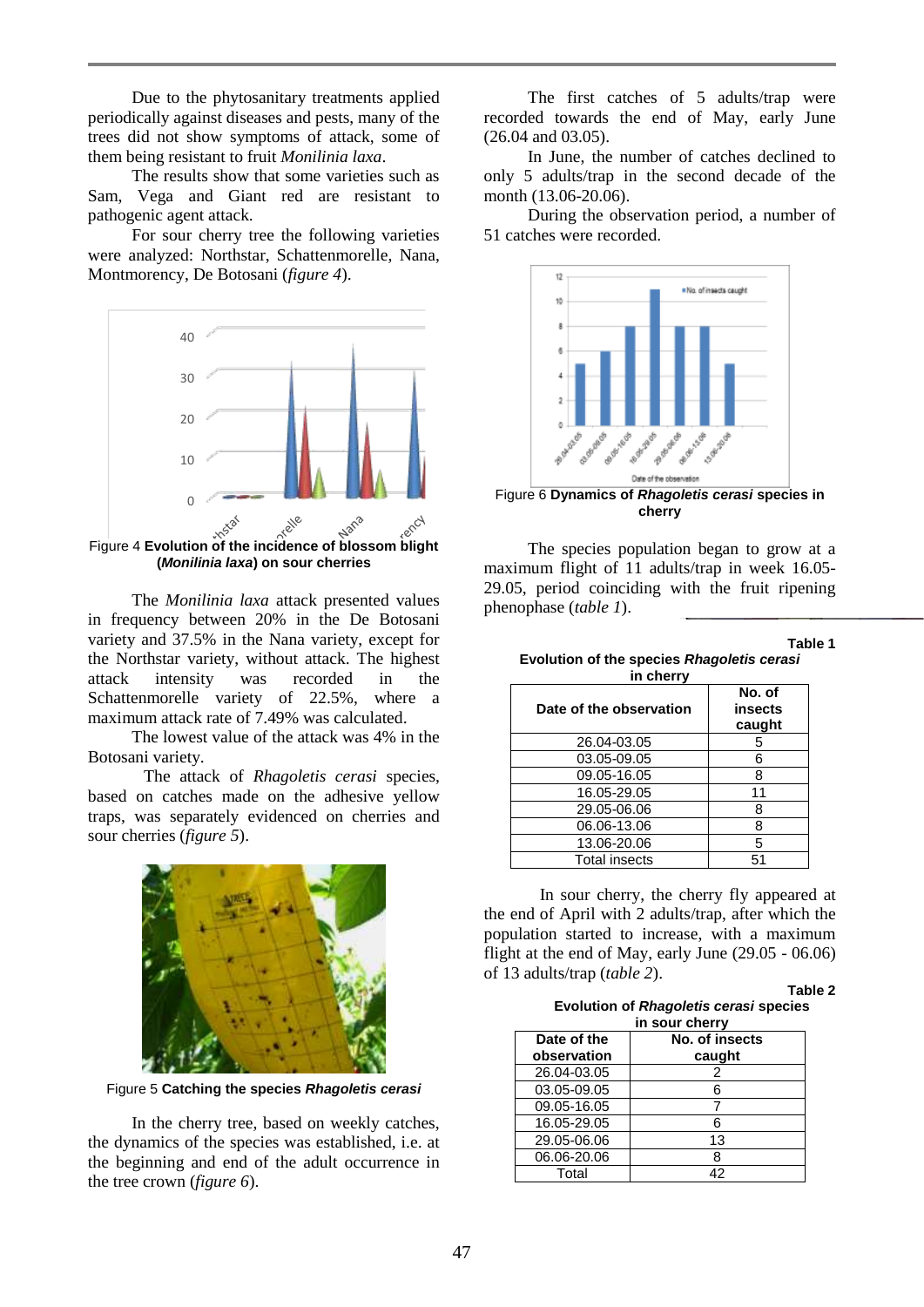Due to the phytosanitary treatments applied periodically against diseases and pests, many of the trees did not show symptoms of attack, some of them being resistant to fruit *Monilinia laxa*.

The results show that some varieties such as Sam, Vega and Giant red are resistant to pathogenic agent attack.

For sour cherry tree the following varieties were analyzed: Northstar, Schattenmorelle, Nana, Montmorency, De Botosani (*figure 4*).

Figure 4 **Evolution of the incidence of blossom blight (*Monilinia laxa*) on sour cherries**

The *Monilinia laxa* attack presented values in frequency between 20% in the De Botosani variety and 37.5% in the Nana variety, except for the Northstar variety, without attack. The highest attack intensity was recorded in the Schattenmorelle variety of 22.5%, where a maximum attack rate of 7.49% was calculated.

The lowest value of the attack was 4% in the Botosani variety.

The attack of *Rhagoletis cerasi* species, based on catches made on the adhesive yellow traps, was separately evidenced on cherries and sour cherries (*figure 5*).

Figure 5 **Catching the species *Rhagoletis cerasi***

In the cherry tree, based on weekly catches, the dynamics of the species was established, i.e. at the beginning and end of the adult occurrence in the tree crown (*figure 6*).

The first catches of 5 adults/trap were recorded towards the end of May, early June (26.04 and 03.05).

In June, the number of catches declined to only 5 adults/trap in the second decade of the month (13.06-20.06).

During the observation period, a number of 51 catches were recorded.

Figure 6 **Dynamics of *Rhagoletis cerasi* species in cherry**

The species population began to grow at a maximum flight of 11 adults/trap in week 16.05-29.05, period coinciding with the fruit ripening phenophase (*table 1*).

**Table 1**
**Evolution of the species *Rhagoletis cerasi* in cherry**

| Date of the observation | No. of insects caught |
|---|---|
| 26.04-03.05 | 5 |
| 03.05-09.05 | 6 |
| 09.05-16.05 | 8 |
| 16.05-29.05 | 11 |
| 29.05-06.06 | 8 |
| 06.06-13.06 | 8 |
| 13.06-20.06 | 5 |
| Total insects | 51 |

In sour cherry, the cherry fly appeared at the end of April with 2 adults/trap, after which the population started to increase, with a maximum flight at the end of May, early June (29.05 - 06.06) of 13 adults/trap (*table 2*).

**Table 2**
**Evolution of *Rhagoletis cerasi* species in sour cherry**

| Date of the observation | No. of insects caught |
|---|---|
| 26.04-03.05 | 2 |
| 03.05-09.05 | 6 |
| 09.05-16.05 | 7 |
| 16.05-29.05 | 6 |
| 29.05-06.06 | 13 |
| 06.06-20.06 | 8 |
| Total | 42 |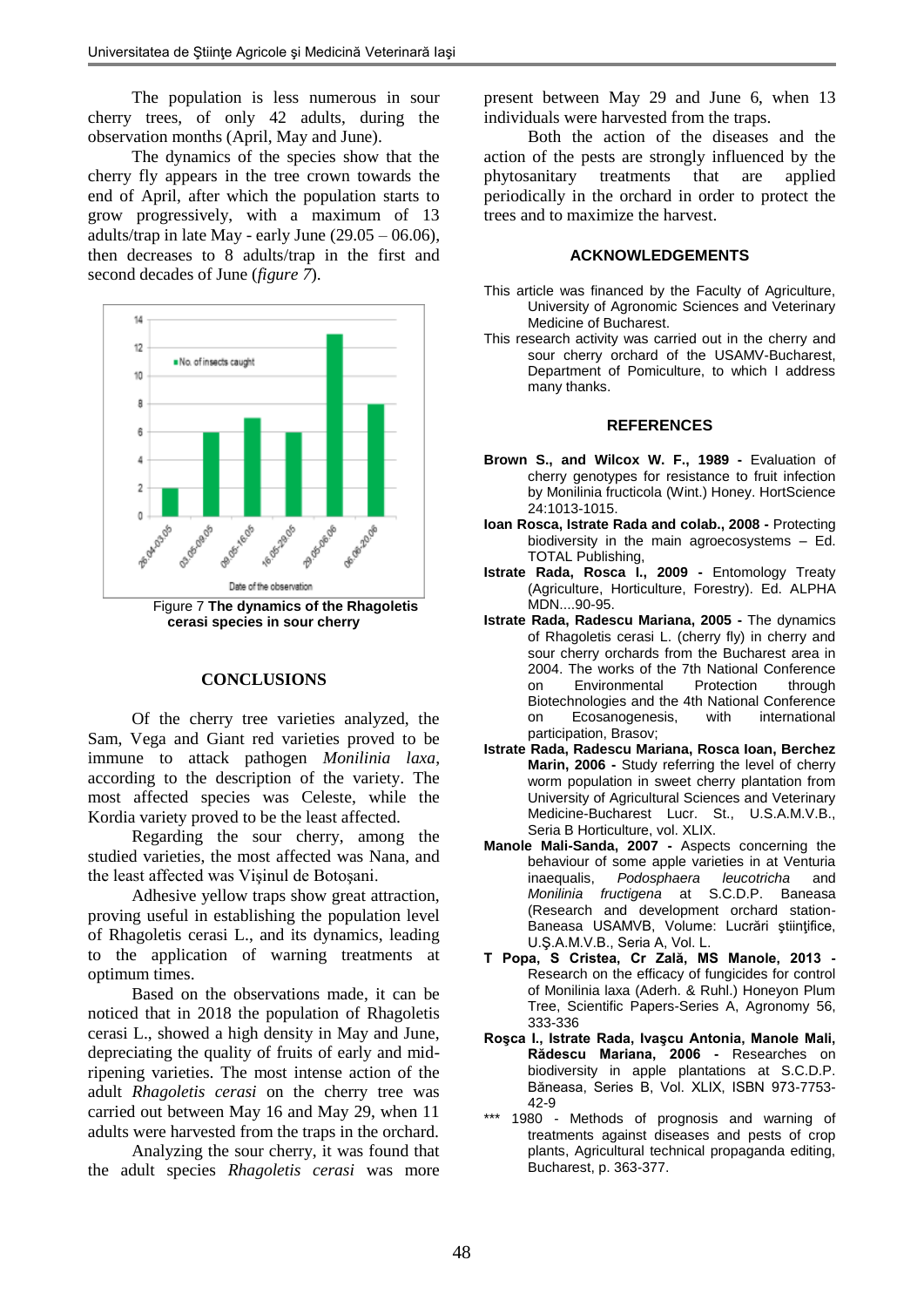The population is less numerous in sour cherry trees, of only 42 adults, during the observation months (April, May and June).

The dynamics of the species show that the cherry fly appears in the tree crown towards the end of April, after which the population starts to grow progressively, with a maximum of 13 adults/trap in late May - early June (29.05 – 06.06), then decreases to 8 adults/trap in the first and second decades of June (*figure 7*).

14
12
10
8
6
4
2
0
No. of insects caught
26.04-03.05
03.05-09.05
09.05-16.05
16.05-29.05
29.05-06.06
06.06-20.06
Date of the observation

Figure 7 **The dynamics of the Rhagoletis cerasi species in sour cherry**

## CONCLUSIONS

Of the cherry tree varieties analyzed, the Sam, Vega and Giant red varieties proved to be immune to attack pathogen *Monilinia laxa*, according to the description of the variety. The most affected species was Celeste, while the Kordia variety proved to be the least affected.

Regarding the sour cherry, among the studied varieties, the most affected was Nana, and the least affected was Vişinul de Botoşani.

Adhesive yellow traps show great attraction, proving useful in establishing the population level of Rhagoletis cerasi L., and its dynamics, leading to the application of warning treatments at optimum times.

Based on the observations made, it can be noticed that in 2018 the population of Rhagoletis cerasi L., showed a high density in May and June, depreciating the quality of fruits of early and mid-ripening varieties. The most intense action of the adult *Rhagoletis cerasi* on the cherry tree was carried out between May 16 and May 29, when 11 adults were harvested from the traps in the orchard.

Analyzing the sour cherry, it was found that the adult species *Rhagoletis cerasi* was more present between May 29 and June 6, when 13 individuals were harvested from the traps.

Both the action of the diseases and the action of the pests are strongly influenced by the phytosanitary treatments that are applied periodically in the orchard in order to protect the trees and to maximize the harvest.

## ACKNOWLEDGEMENTS

This article was financed by the Faculty of Agriculture, University of Agronomic Sciences and Veterinary Medicine of Bucharest.

This research activity was carried out in the cherry and sour cherry orchard of the USAMV-Bucharest, Department of Pomiculture, to which I address many thanks.

## REFERENCES

**Brown S., and Wilcox W. F., 1989 -** Evaluation of cherry genotypes for resistance to fruit infection by Monilinia fructicola (Wint.) Honey. HortScience 24:1013-1015.

**Ioan Rosca, Istrate Rada and colab., 2008 -** Protecting biodiversity in the main agroecosystems – Ed. TOTAL Publishing,

**Istrate Rada, Rosca I., 2009 -** Entomology Treaty (Agriculture, Horticulture, Forestry). Ed. ALPHA MDN....90-95.

**Istrate Rada, Radescu Mariana, 2005 -** The dynamics of Rhagoletis cerasi L. (cherry fly) in cherry and sour cherry orchards from the Bucharest area in 2004. The works of the 7th National Conference on Environmental Protection through Biotechnologies and the 4th National Conference on Ecosanogenesis, with international participation, Brasov;

**Istrate Rada, Radescu Mariana, Rosca Ioan, Berchez Marin, 2006 -** Study referring the level of cherry worm population in sweet cherry plantation from University of Agricultural Sciences and Veterinary Medicine-Bucharest Lucr. St., U.S.A.M.V.B., Seria B Horticulture, vol. XLIX.

**Manole Mali-Sanda, 2007 -** Aspects concerning the behaviour of some apple varieties in at Venturia inaequalis, *Podosphaera leucotricha* and *Monilinia fructigena* at S.C.D.P. Baneasa (Research and development station-Baneasa USAMVB, Volume: Lucrări ştiinţifice, U.Ş.A.M.V.B., Seria A, Vol. L.

**T Popa, S Cristea, Cr Zală, MS Manole, 2013 -** Research on the efficacy of fungicides for control of Monilinia laxa (Aderh. & Ruhl.) Honeyon Plum Tree, Scientific Papers-Series A, Agronomy 56, 333-336

**Roşca I., Istrate Rada, Ivaşcu Antonia, Manole Mali, Rădescu Mariana, 2006 -** Researches on biodiversity in apple plantations at S.C.D.P. Băneasa, Series B, Vol. XLIX, ISBN 973-7753-42-9

\*\*\* 1980 - Methods of prognosis and warning of treatments against diseases and pests of crop plants, Agricultural technical propaganda editing, Bucharest, p. 363-377.